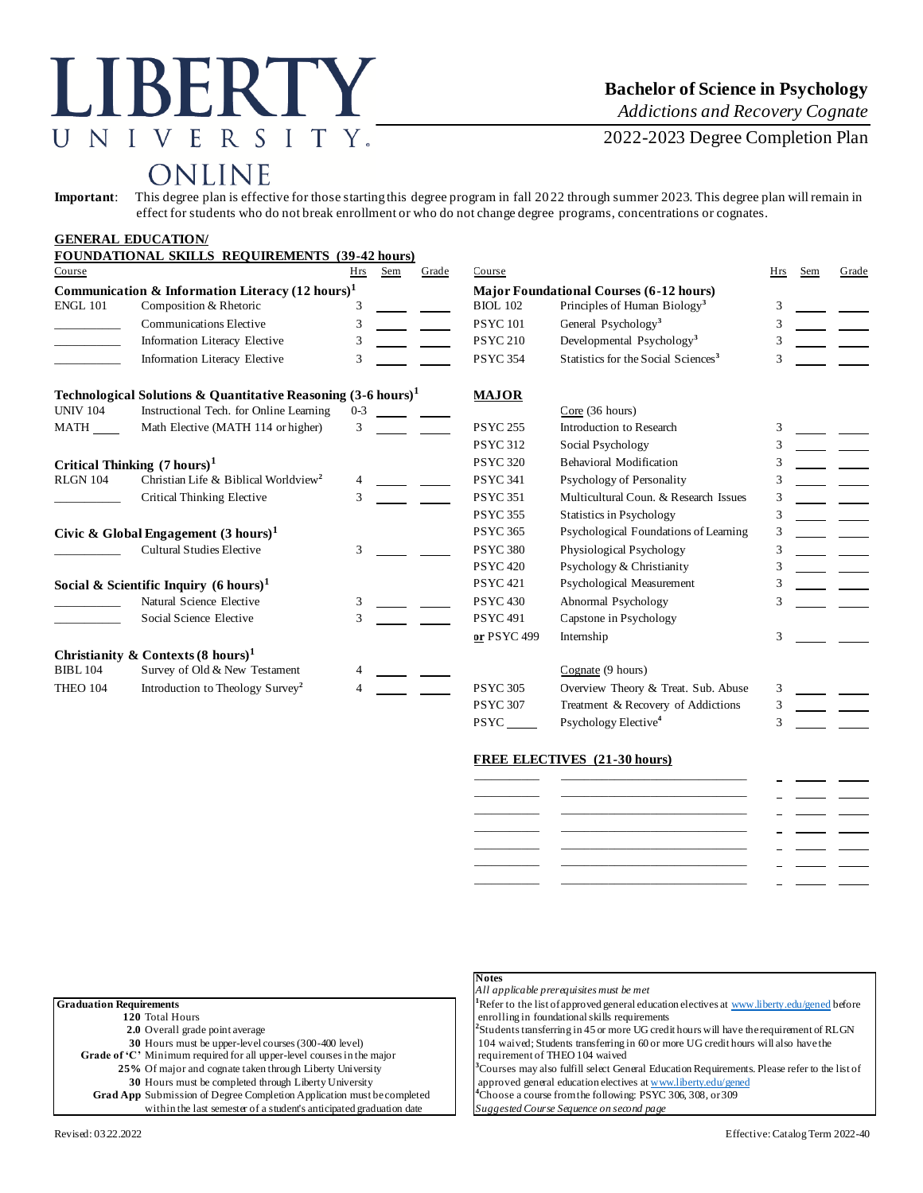# LIBERTY UNIVERSITY ONLINE

**Bachelor of Science in Psychology**

*Addictions and Recovery Cognate*

2022-2023 Degree Completion Plan

**Important**: This degree plan is effective for those starting this degree program in fall 2022 through summer 2023. This degree plan will remain in effect for students who do not break enrollment or who do not change degree programs, concentrations or cognates.

## GENERAL EDUCATION/ FOUNDATIONAL SKILLS REQUIREMENTS (39-42 hours)

| Course | | Hrs | Sem | Grade |
|---|---|---|---|---|
| **Communication & Information Literacy (12 hours)[1]** | | | | |
| ENGL 101 | Composition & Rhetoric | 3 | | |
| ______ | Communications Elective | 3 | | |
| ______ | Information Literacy Elective | 3 | | |
| ______ | Information Literacy Elective | 3 | | |
| **Technological Solutions & Quantitative Reasoning (3-6 hours)[1]** | | | | |
| UNIV 104 | Instructional Tech. for Online Learning | 0-3 | | |
| MATH ____ | Math Elective (MATH 114 or higher) | 3 | | |
| **Critical Thinking (7 hours)[1]** | | | | |
| RLGN 104 | Christian Life & Biblical Worldview[2] | 4 | | |
| ______ | Critical Thinking Elective | 3 | | |
| **Civic & Global Engagement (3 hours)[1]** | | | | |
| ______ | Cultural Studies Elective | 3 | | |
| **Social & Scientific Inquiry (6 hours)[1]** | | | | |
| ______ | Natural Science Elective | 3 | | |
| ______ | Social Science Elective | 3 | | |
| **Christianity & Contexts (8 hours)[1]** | | | | |
| BIBL 104 | Survey of Old & New Testament | 4 | | |
| THEO 104 | Introduction to Theology Survey[2] | 4 | | |

| Course | | Hrs | Sem | Grade |
|---|---|---|---|---|
| **Major Foundational Courses (6-12 hours)** | | | | |
| BIOL 102 | Principles of Human Biology[3] | 3 | | |
| PSYC 101 | General Psychology[3] | 3 | | |
| PSYC 210 | Developmental Psychology[3] | 3 | | |
| PSYC 354 | Statistics for the Social Sciences[3] | 3 | | |

## MAJOR

| Course | | Hrs | Sem | Grade |
|---|---|---|---|---|
| | Core (36 hours) | | | |
| PSYC 255 | Introduction to Research | 3 | | |
| PSYC 312 | Social Psychology | 3 | | |
| PSYC 320 | Behavioral Modification | 3 | | |
| PSYC 341 | Psychology of Personality | 3 | | |
| PSYC 351 | Multicultural Coun. & Research Issues | 3 | | |
| PSYC 355 | Statistics in Psychology | 3 | | |
| PSYC 365 | Psychological Foundations of Learning | 3 | | |
| PSYC 380 | Physiological Psychology | 3 | | |
| PSYC 420 | Psychology & Christianity | 3 | | |
| PSYC 421 | Psychological Measurement | 3 | | |
| PSYC 430 | Abnormal Psychology | 3 | | |
| PSYC 491 | Capstone in Psychology | | | |
| or PSYC 499 | Internship | 3 | | |
| | Cognate (9 hours) | | | |
| PSYC 305 | Overview Theory & Treat. Sub. Abuse | 3 | | |
| PSYC 307 | Treatment & Recovery of Addictions | 3 | | |
| PSYC ____ | Psychology Elective[4] | 3 | | |

## FREE ELECTIVES (21-30 hours)

| Course | | Hrs | Sem | Grade |
|---|---|---|---|---|
| | | | | |
| | | | | |
| | | | | |
| | | | | |
| | | | | |
| | | | | |
| | | | | |

**Graduation Requirements**

- **120** Total Hours
- **2.0** Overall grade point average
- **30** Hours must be upper-level courses (300-400 level)
- **Grade of 'C'** Minimum required for all upper-level courses in the major
- **25%** Of major and cognate taken through Liberty University
- **30** Hours must be completed through Liberty University
- **Grad App** Submission of Degree Completion Application must be completed within the last semester of a student's anticipated graduation date

**Notes**

*All applicable prerequisites must be met*

[1]Refer to the list of approved general education electives at www.liberty.edu/gened before enrolling in foundational skills requirements

[2]Students transferring in 45 or more UG credit hours will have the requirement of RLGN 104 waived; Students transferring in 60 or more UG credit hours will also have the requirement of THEO 104 waived

[3]Courses may also fulfill select General Education Requirements. Please refer to the list of approved general education electives at www.liberty.edu/gened

[4]Choose a course from the following: PSYC 306, 308, or 309

*Suggested Course Sequence on second page*

Revised: 03.22.2022

Effective: Catalog Term 2022-40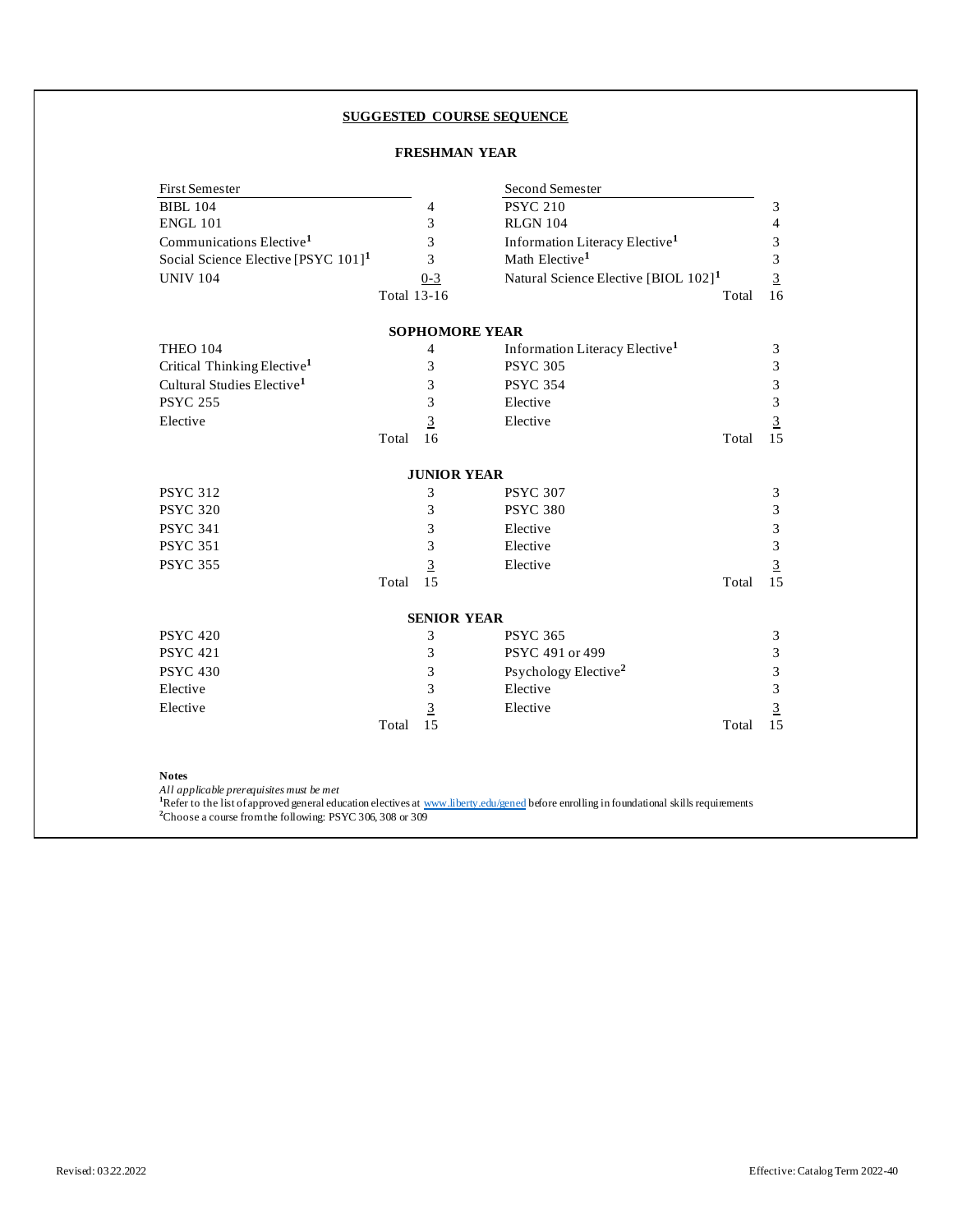## SUGGESTED COURSE SEQUENCE

### FRESHMAN YEAR

| First Semester | | Second Semester | |
|---|---|---|---|
| BIBL 104 | 4 | PSYC 210 | 3 |
| ENGL 101 | 3 | RLGN 104 | 4 |
| Communications Elective[1] | 3 | Information Literacy Elective[1] | 3 |
| Social Science Elective [PSYC 101][1] | 3 | Math Elective[1] | 3 |
| UNIV 104 | 0-3 | Natural Science Elective [BIOL 102][1] | 3 |
| Total | 13-16 | Total | 16 |

### SOPHOMORE YEAR

| | | | |
|---|---|---|---|
| THEO 104 | 4 | Information Literacy Elective[1] | 3 |
| Critical Thinking Elective[1] | 3 | PSYC 305 | 3 |
| Cultural Studies Elective[1] | 3 | PSYC 354 | 3 |
| PSYC 255 | 3 | Elective | 3 |
| Elective | 3 | Elective | 3 |
| Total | 16 | Total | 15 |

### JUNIOR YEAR

| | | | |
|---|---|---|---|
| PSYC 312 | 3 | PSYC 307 | 3 |
| PSYC 320 | 3 | PSYC 380 | 3 |
| PSYC 341 | 3 | Elective | 3 |
| PSYC 351 | 3 | Elective | 3 |
| PSYC 355 | 3 | Elective | 3 |
| Total | 15 | Total | 15 |

### SENIOR YEAR

| | | | |
|---|---|---|---|
| PSYC 420 | 3 | PSYC 365 | 3 |
| PSYC 421 | 3 | PSYC 491 or 499 | 3 |
| PSYC 430 | 3 | Psychology Elective[2] | 3 |
| Elective | 3 | Elective | 3 |
| Elective | 3 | Elective | 3 |
| Total | 15 | Total | 15 |

**Notes**

*All applicable prerequisites must be met*

[1]Refer to the list of approved general education electives at www.liberty.edu/gened before enrolling in foundational skills requirements

[2]Choose a course from the following: PSYC 306, 308 or 309

Revised: 03.22.2022

Effective: Catalog Term 2022-40